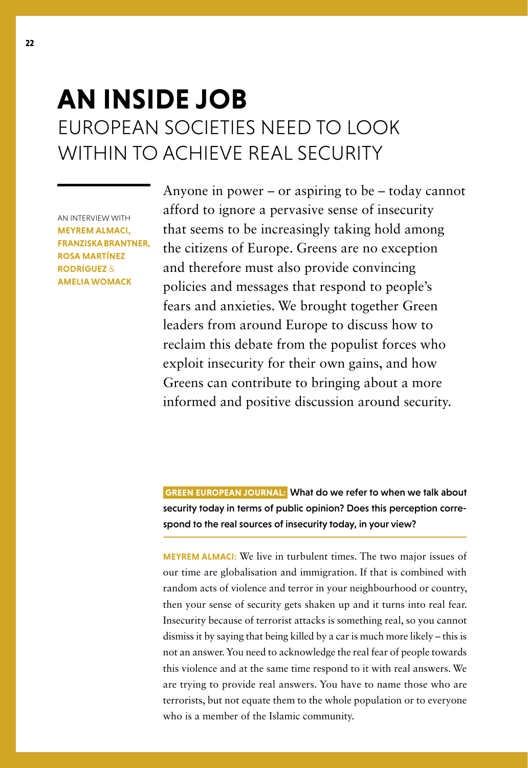# AN INSIDE JOB
## EUROPEAN SOCIETIES NEED TO LOOK WITHIN TO ACHIEVE REAL SECURITY

AN INTERVIEW WITH **MEYREM ALMACI, FRANZISKA BRANTNER, ROSA MARTÍNEZ RODRÍGUEZ** & **AMELIA WOMACK**

Anyone in power – or aspiring to be – today cannot afford to ignore a pervasive sense of insecurity that seems to be increasingly taking hold among the citizens of Europe. Greens are no exception and therefore must also provide convincing policies and messages that respond to people's fears and anxieties. We brought together Green leaders from around Europe to discuss how to reclaim this debate from the populist forces who exploit insecurity for their own gains, and how Greens can contribute to bringing about a more informed and positive discussion around security.

**GREEN EUROPEAN JOURNAL:** What do we refer to when we talk about security today in terms of public opinion? Does this perception correspond to the real sources of insecurity today, in your view?

**MEYREM ALMACI:** We live in turbulent times. The two major issues of our time are globalisation and immigration. If that is combined with random acts of violence and terror in your neighbourhood or country, then your sense of security gets shaken up and it turns into real fear. Insecurity because of terrorist attacks is something real, so you cannot dismiss it by saying that being killed by a car is much more likely – this is not an answer. You need to acknowledge the real fear of people towards this violence and at the same time respond to it with real answers. We are trying to provide real answers. You have to name those who are terrorists, but not equate them to the whole population or to everyone who is a member of the Islamic community.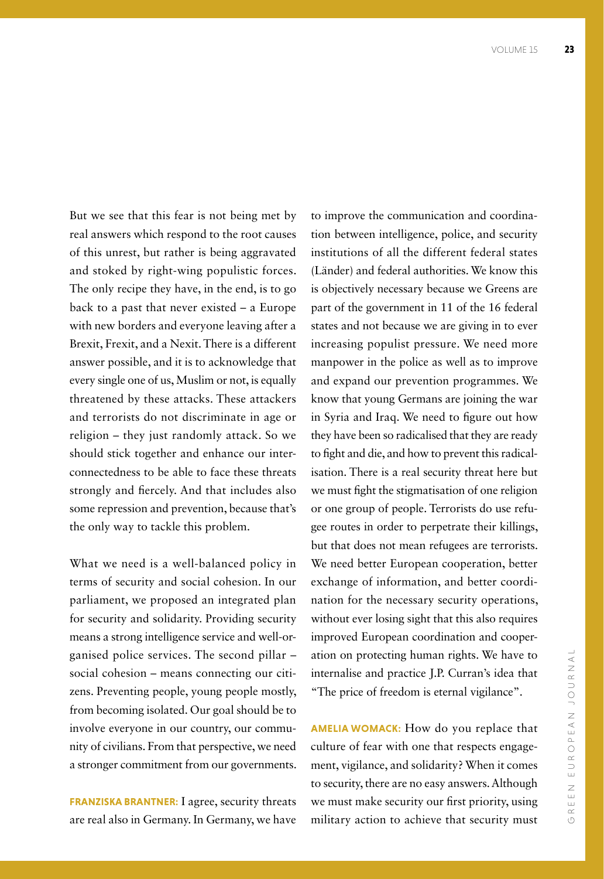But we see that this fear is not being met by real answers which respond to the root causes of this unrest, but rather is being aggravated and stoked by right-wing populistic forces. The only recipe they have, in the end, is to go back to a past that never existed – a Europe with new borders and everyone leaving after a Brexit, Frexit, and a Nexit. There is a different answer possible, and it is to acknowledge that every single one of us, Muslim or not, is equally threatened by these attacks. These attackers and terrorists do not discriminate in age or religion – they just randomly attack. So we should stick together and enhance our interconnectedness to be able to face these threats strongly and fiercely. And that includes also some repression and prevention, because that's the only way to tackle this problem.

What we need is a well-balanced policy in terms of security and social cohesion. In our parliament, we proposed an integrated plan for security and solidarity. Providing security means a strong intelligence service and well-organised police services. The second pillar – social cohesion – means connecting our citizens. Preventing people, young people mostly, from becoming isolated. Our goal should be to involve everyone in our country, our community of civilians. From that perspective, we need a stronger commitment from our governments.

**FRANZISKA BRANTNER:** I agree, security threats are real also in Germany. In Germany, we have to improve the communication and coordination between intelligence, police, and security institutions of all the different federal states (Länder) and federal authorities. We know this is objectively necessary because we Greens are part of the government in 11 of the 16 federal states and not because we are giving in to ever increasing populist pressure. We need more manpower in the police as well as to improve and expand our prevention programmes. We know that young Germans are joining the war in Syria and Iraq. We need to figure out how they have been so radicalised that they are ready to fight and die, and how to prevent this radicalisation. There is a real security threat here but we must fight the stigmatisation of one religion or one group of people. Terrorists do use refugee routes in order to perpetrate their killings, but that does not mean refugees are terrorists. We need better European cooperation, better exchange of information, and better coordination for the necessary security operations, without ever losing sight that this also requires improved European coordination and cooperation on protecting human rights. We have to internalise and practice J.P. Curran's idea that "The price of freedom is eternal vigilance".

**AMELIA WOMACK:** How do you replace that culture of fear with one that respects engagement, vigilance, and solidarity? When it comes to security, there are no easy answers. Although we must make security our first priority, using military action to achieve that security must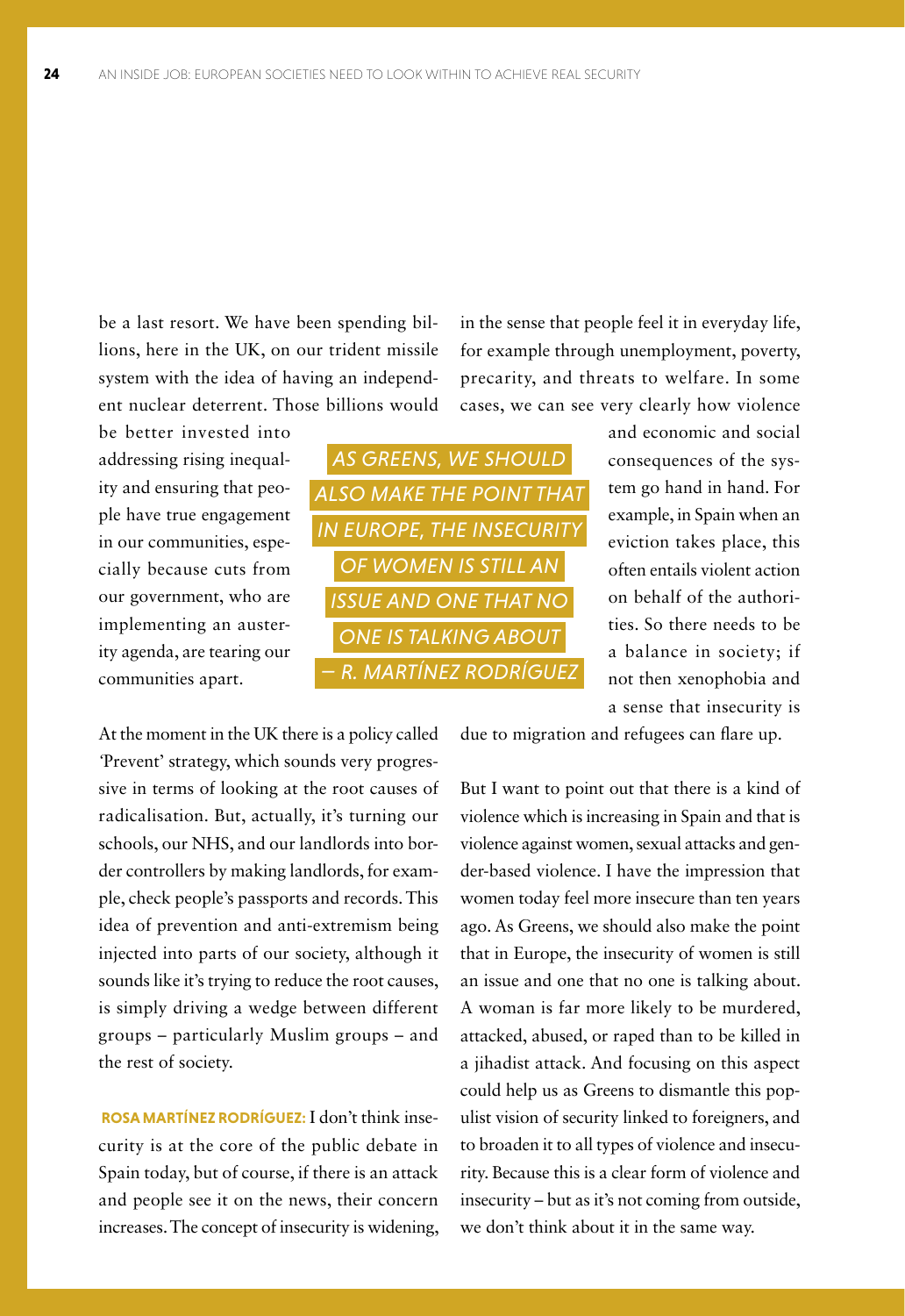be a last resort. We have been spending billions, here in the UK, on our trident missile system with the idea of having an independent nuclear deterrent. Those billions would be better invested into addressing rising inequality and ensuring that people have true engagement in our communities, especially because cuts from our government, who are implementing an austerity agenda, are tearing our communities apart.

> *AS GREENS, WE SHOULD ALSO MAKE THE POINT THAT IN EUROPE, THE INSECURITY OF WOMEN IS STILL AN ISSUE AND ONE THAT NO ONE IS TALKING ABOUT — R. MARTÍNEZ RODRÍGUEZ*

At the moment in the UK there is a policy called 'Prevent' strategy, which sounds very progressive in terms of looking at the root causes of radicalisation. But, actually, it's turning our schools, our NHS, and our landlords into border controllers by making landlords, for example, check people's passports and records. This idea of prevention and anti-extremism being injected into parts of our society, although it sounds like it's trying to reduce the root causes, is simply driving a wedge between different groups – particularly Muslim groups – and the rest of society.

**ROSA MARTÍNEZ RODRÍGUEZ:** I don't think insecurity is at the core of the public debate in Spain today, but of course, if there is an attack and people see it on the news, their concern increases. The concept of insecurity is widening, in the sense that people feel it in everyday life, for example through unemployment, poverty, precarity, and threats to welfare. In some cases, we can see very clearly how violence and economic and social consequences of the system go hand in hand. For example, in Spain when an eviction takes place, this often entails violent action on behalf of the authorities. So there needs to be a balance in society; if not then xenophobia and a sense that insecurity is due to migration and refugees can flare up.

But I want to point out that there is a kind of violence which is increasing in Spain and that is violence against women, sexual attacks and gender-based violence. I have the impression that women today feel more insecure than ten years ago. As Greens, we should also make the point that in Europe, the insecurity of women is still an issue and one that no one is talking about. A woman is far more likely to be murdered, attacked, abused, or raped than to be killed in a jihadist attack. And focusing on this aspect could help us as Greens to dismantle this populist vision of security linked to foreigners, and to broaden it to all types of violence and insecurity. Because this is a clear form of violence and insecurity – but as it's not coming from outside, we don't think about it in the same way.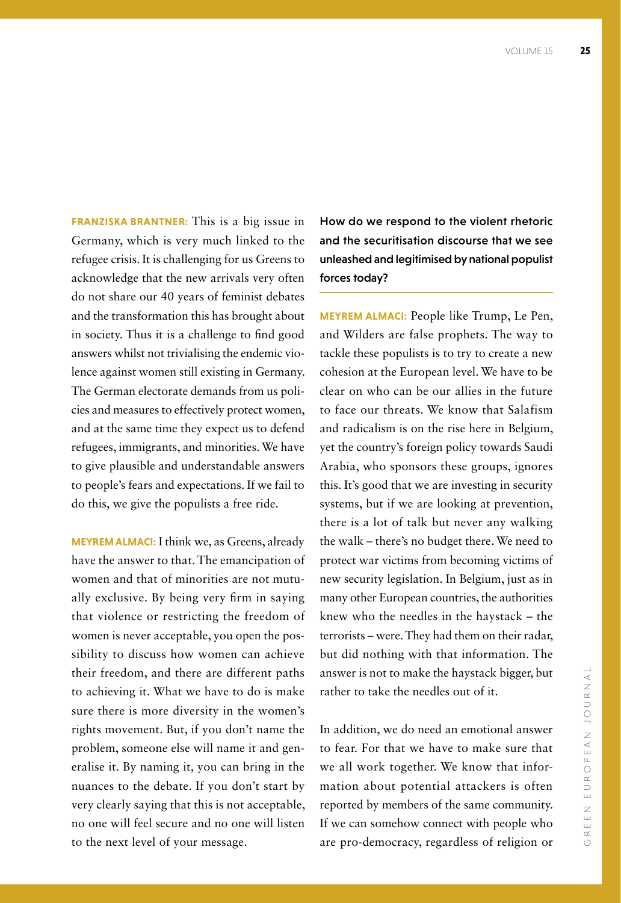**FRANZISKA BRANTNER:** This is a big issue in Germany, which is very much linked to the refugee crisis. It is challenging for us Greens to acknowledge that the new arrivals very often do not share our 40 years of feminist debates and the transformation this has brought about in society. Thus it is a challenge to find good answers whilst not trivialising the endemic violence against women still existing in Germany. The German electorate demands from us policies and measures to effectively protect women, and at the same time they expect us to defend refugees, immigrants, and minorities. We have to give plausible and understandable answers to people's fears and expectations. If we fail to do this, we give the populists a free ride.

**MEYREM ALMACI:** I think we, as Greens, already have the answer to that. The emancipation of women and that of minorities are not mutually exclusive. By being very firm in saying that violence or restricting the freedom of women is never acceptable, you open the possibility to discuss how women can achieve their freedom, and there are different paths to achieving it. What we have to do is make sure there is more diversity in the women's rights movement. But, if you don't name the problem, someone else will name it and generalise it. By naming it, you can bring in the nuances to the debate. If you don't start by very clearly saying that this is not acceptable, no one will feel secure and no one will listen to the next level of your message.

**How do we respond to the violent rhetoric and the securitisation discourse that we see unleashed and legitimised by national populist forces today?**

**MEYREM ALMACI:** People like Trump, Le Pen, and Wilders are false prophets. The way to tackle these populists is to try to create a new cohesion at the European level. We have to be clear on who can be our allies in the future to face our threats. We know that Salafism and radicalism is on the rise here in Belgium, yet the country's foreign policy towards Saudi Arabia, who sponsors these groups, ignores this. It's good that we are investing in security systems, but if we are looking at prevention, there is a lot of talk but never any walking the walk – there's no budget there. We need to protect war victims from becoming victims of new security legislation. In Belgium, just as in many other European countries, the authorities knew who the needles in the haystack – the terrorists – were. They had them on their radar, but did nothing with that information. The answer is not to make the haystack bigger, but rather to take the needles out of it.

In addition, we do need an emotional answer to fear. For that we have to make sure that we all work together. We know that information about potential attackers is often reported by members of the same community. If we can somehow connect with people who are pro-democracy, regardless of religion or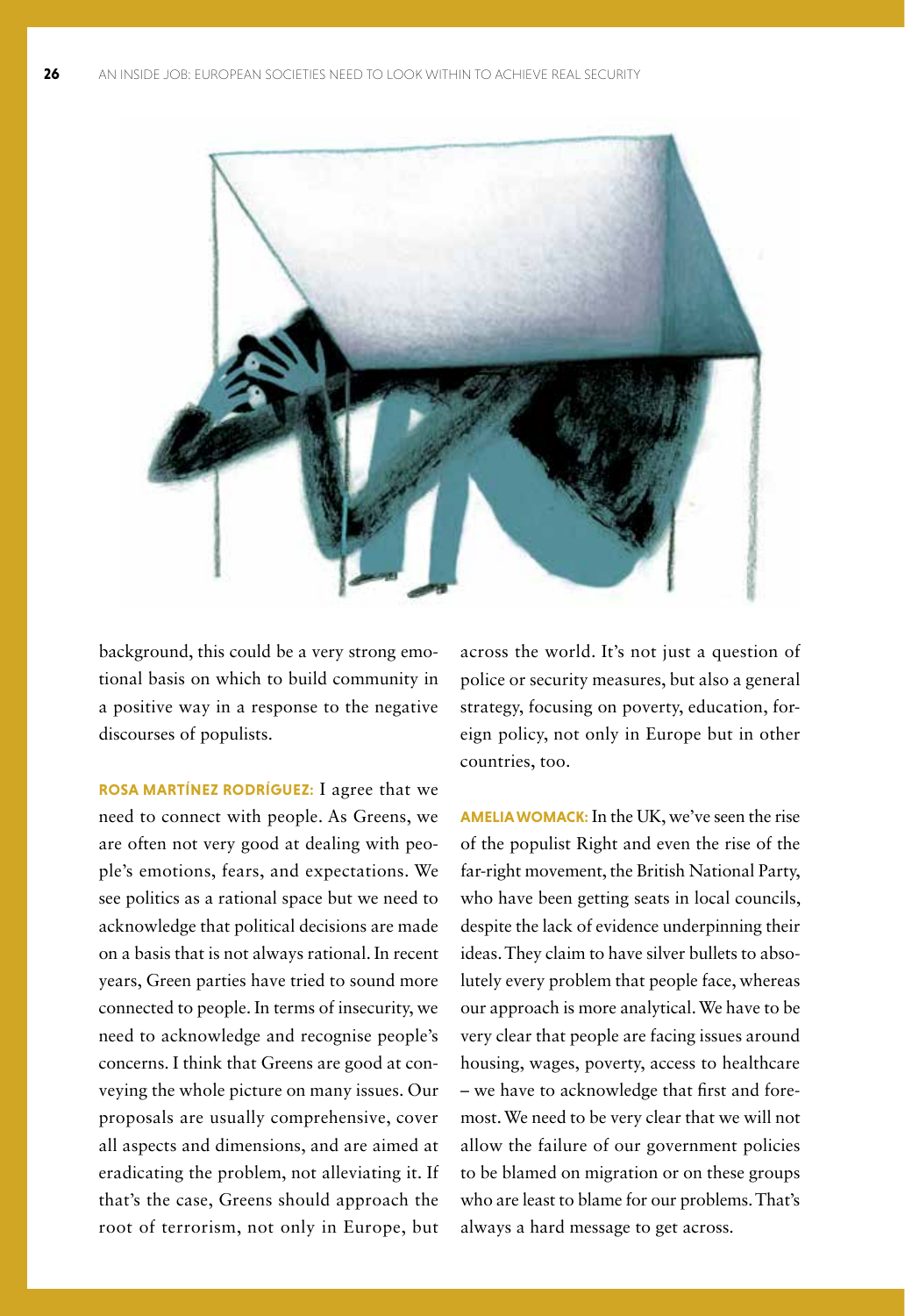background, this could be a very strong emotional basis on which to build community in a positive way in a response to the negative discourses of populists.

**ROSA MARTÍNEZ RODRÍGUEZ:** I agree that we need to connect with people. As Greens, we are often not very good at dealing with people's emotions, fears, and expectations. We see politics as a rational space but we need to acknowledge that political decisions are made on a basis that is not always rational. In recent years, Green parties have tried to sound more connected to people. In terms of insecurity, we need to acknowledge and recognise people's concerns. I think that Greens are good at conveying the whole picture on many issues. Our proposals are usually comprehensive, cover all aspects and dimensions, and are aimed at eradicating the problem, not alleviating it. If that's the case, Greens should approach the root of terrorism, not only in Europe, but across the world. It's not just a question of police or security measures, but also a general strategy, focusing on poverty, education, foreign policy, not only in Europe but in other countries, too.

**AMELIA WOMACK:** In the UK, we've seen the rise of the populist Right and even the rise of the far-right movement, the British National Party, who have been getting seats in local councils, despite the lack of evidence underpinning their ideas. They claim to have silver bullets to absolutely every problem that people face, whereas our approach is more analytical. We have to be very clear that people are facing issues around housing, wages, poverty, access to healthcare – we have to acknowledge that first and foremost. We need to be very clear that we will not allow the failure of our government policies to be blamed on migration or on these groups who are least to blame for our problems. That's always a hard message to get across.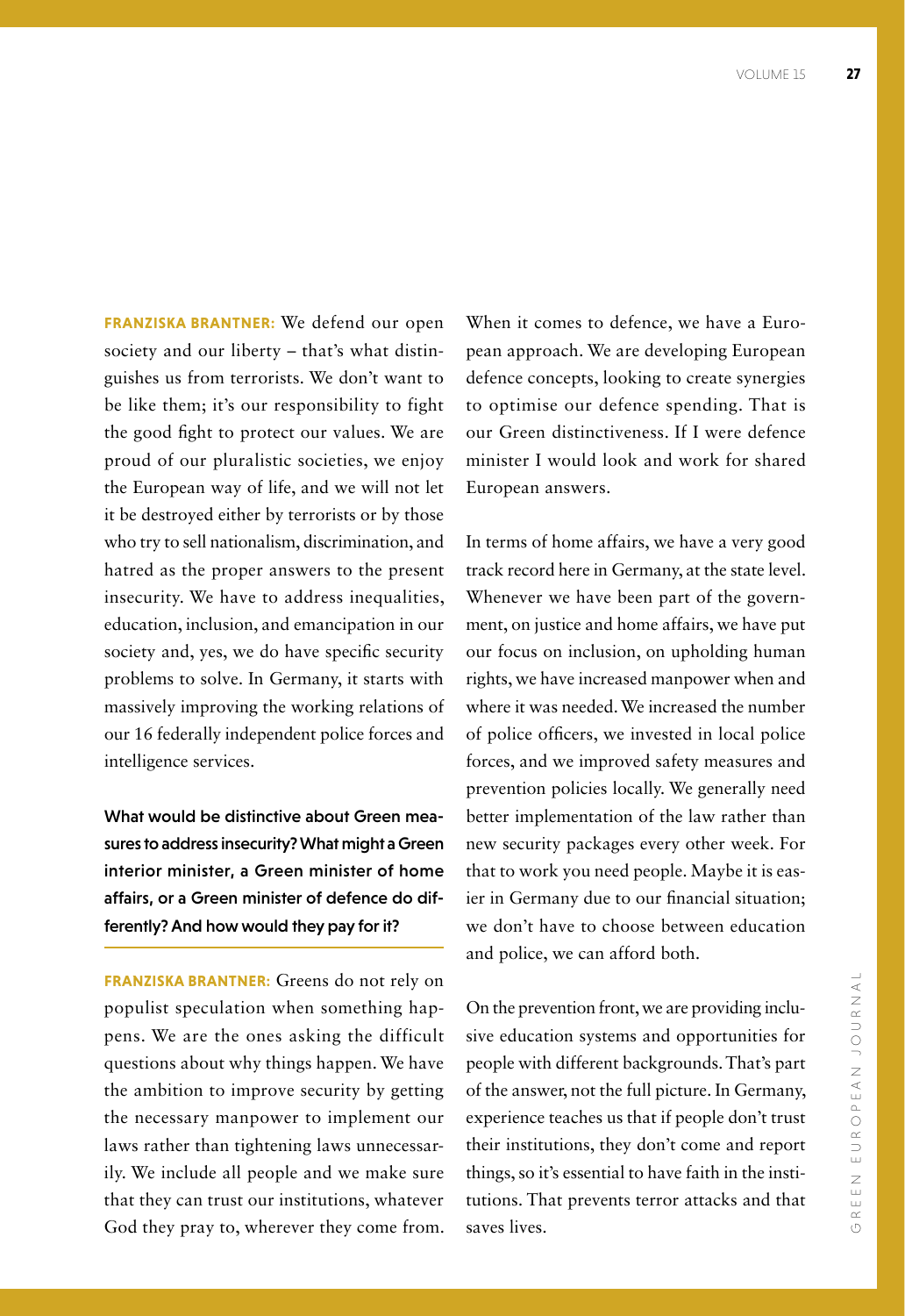**FRANZISKA BRANTNER:** We defend our open society and our liberty – that's what distinguishes us from terrorists. We don't want to be like them; it's our responsibility to fight the good fight to protect our values. We are proud of our pluralistic societies, we enjoy the European way of life, and we will not let it be destroyed either by terrorists or by those who try to sell nationalism, discrimination, and hatred as the proper answers to the present insecurity. We have to address inequalities, education, inclusion, and emancipation in our society and, yes, we do have specific security problems to solve. In Germany, it starts with massively improving the working relations of our 16 federally independent police forces and intelligence services.

**What would be distinctive about Green measures to address insecurity? What might a Green interior minister, a Green minister of home affairs, or a Green minister of defence do differently? And how would they pay for it?**

**FRANZISKA BRANTNER:** Greens do not rely on populist speculation when something happens. We are the ones asking the difficult questions about why things happen. We have the ambition to improve security by getting the necessary manpower to implement our laws rather than tightening laws unnecessarily. We include all people and we make sure that they can trust our institutions, whatever God they pray to, wherever they come from. When it comes to defence, we have a European approach. We are developing European defence concepts, looking to create synergies to optimise our defence spending. That is our Green distinctiveness. If I were defence minister I would look and work for shared European answers.

In terms of home affairs, we have a very good track record here in Germany, at the state level. Whenever we have been part of the government, on justice and home affairs, we have put our focus on inclusion, on upholding human rights, we have increased manpower when and where it was needed. We increased the number of police officers, we invested in local police forces, and we improved safety measures and prevention policies locally. We generally need better implementation of the law rather than new security packages every other week. For that to work you need people. Maybe it is easier in Germany due to our financial situation; we don't have to choose between education and police, we can afford both.

On the prevention front, we are providing inclusive education systems and opportunities for people with different backgrounds. That's part of the answer, not the full picture. In Germany, experience teaches us that if people don't trust their institutions, they don't come and report things, so it's essential to have faith in the institutions. That prevents terror attacks and that saves lives.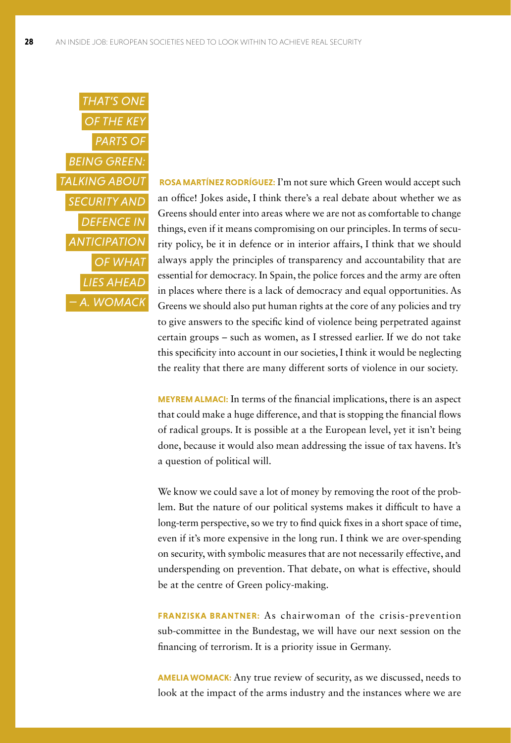> *THAT'S ONE OF THE KEY PARTS OF BEING GREEN: TALKING ABOUT SECURITY AND DEFENCE IN ANTICIPATION OF WHAT LIES AHEAD — A. WOMACK*

**ROSA MARTÍNEZ RODRÍGUEZ:** I'm not sure which Green would accept such an office! Jokes aside, I think there's a real debate about whether we as Greens should enter into areas where we are not as comfortable to change things, even if it means compromising on our principles. In terms of security policy, be it in defence or in interior affairs, I think that we should always apply the principles of transparency and accountability that are essential for democracy. In Spain, the police forces and the army are often in places where there is a lack of democracy and equal opportunities. As Greens we should also put human rights at the core of any policies and try to give answers to the specific kind of violence being perpetrated against certain groups – such as women, as I stressed earlier. If we do not take this specificity into account in our societies, I think it would be neglecting the reality that there are many different sorts of violence in our society.

**MEYREM ALMACI:** In terms of the financial implications, there is an aspect that could make a huge difference, and that is stopping the financial flows of radical groups. It is possible at a the European level, yet it isn't being done, because it would also mean addressing the issue of tax havens. It's a question of political will.

We know we could save a lot of money by removing the root of the problem. But the nature of our political systems makes it difficult to have a long-term perspective, so we try to find quick fixes in a short space of time, even if it's more expensive in the long run. I think we are over-spending on security, with symbolic measures that are not necessarily effective, and underspending on prevention. That debate, on what is effective, should be at the centre of Green policy-making.

**FRANZISKA BRANTNER:** As chairwoman of the crisis-prevention sub-committee in the Bundestag, we will have our next session on the financing of terrorism. It is a priority issue in Germany.

**AMELIA WOMACK:** Any true review of security, as we discussed, needs to look at the impact of the arms industry and the instances where we are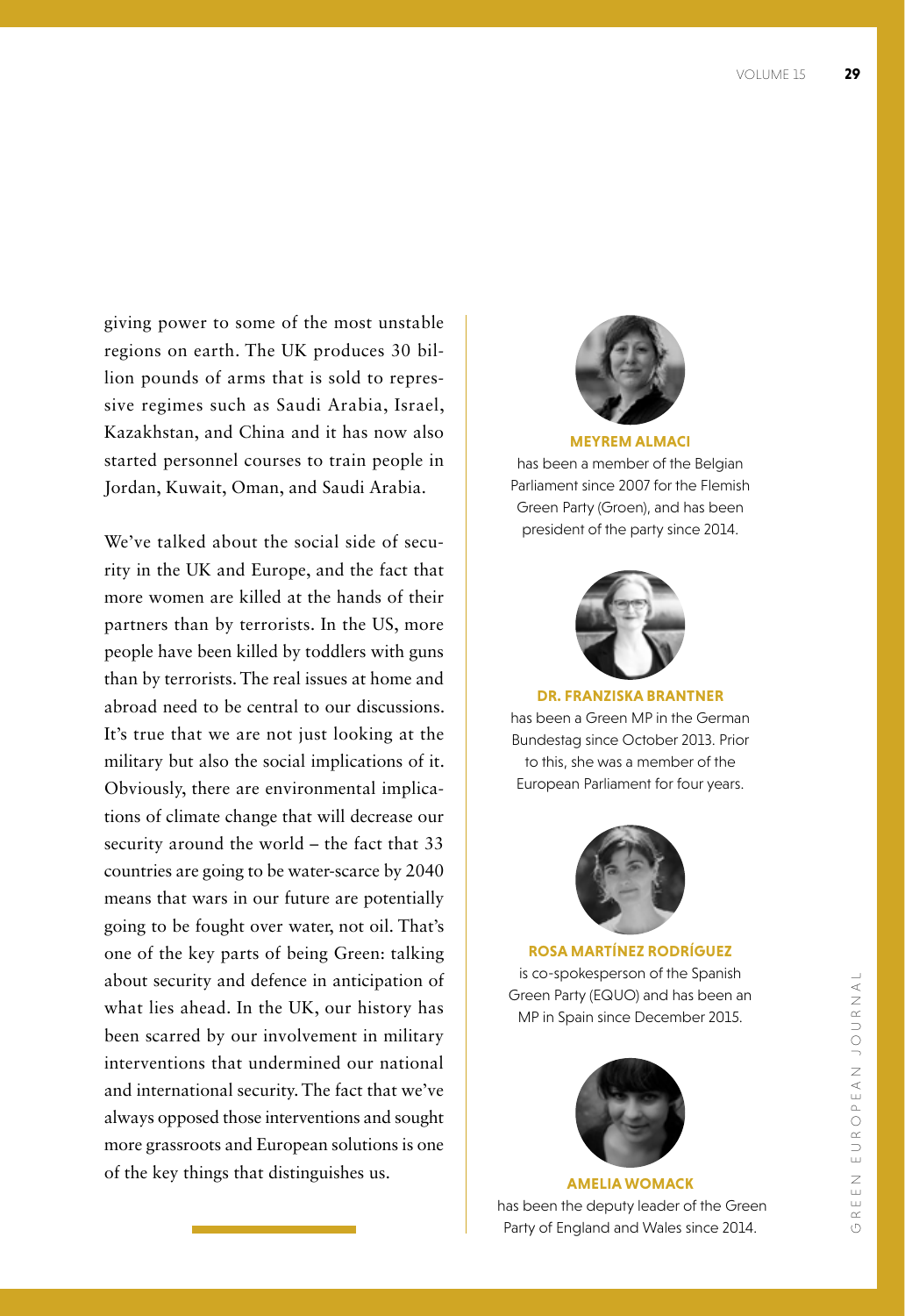giving power to some of the most unstable regions on earth. The UK produces 30 billion pounds of arms that is sold to repressive regimes such as Saudi Arabia, Israel, Kazakhstan, and China and it has now also started personnel courses to train people in Jordan, Kuwait, Oman, and Saudi Arabia.

We've talked about the social side of security in the UK and Europe, and the fact that more women are killed at the hands of their partners than by terrorists. In the US, more people have been killed by toddlers with guns than by terrorists. The real issues at home and abroad need to be central to our discussions. It's true that we are not just looking at the military but also the social implications of it. Obviously, there are environmental implications of climate change that will decrease our security around the world – the fact that 33 countries are going to be water-scarce by 2040 means that wars in our future are potentially going to be fought over water, not oil. That's one of the key parts of being Green: talking about security and defence in anticipation of what lies ahead. In the UK, our history has been scarred by our involvement in military interventions that undermined our national and international security. The fact that we've always opposed those interventions and sought more grassroots and European solutions is one of the key things that distinguishes us.

**MEYREM ALMACI**
has been a member of the Belgian Parliament since 2007 for the Flemish Green Party (Groen), and has been president of the party since 2014.

**DR. FRANZISKA BRANTNER**
has been a Green MP in the German Bundestag since October 2013. Prior to this, she was a member of the European Parliament for four years.

**ROSA MARTÍNEZ RODRÍGUEZ**
is co-spokesperson of the Spanish Green Party (EQUO) and has been an MP in Spain since December 2015.

**AMELIA WOMACK**
has been the deputy leader of the Green Party of England and Wales since 2014.